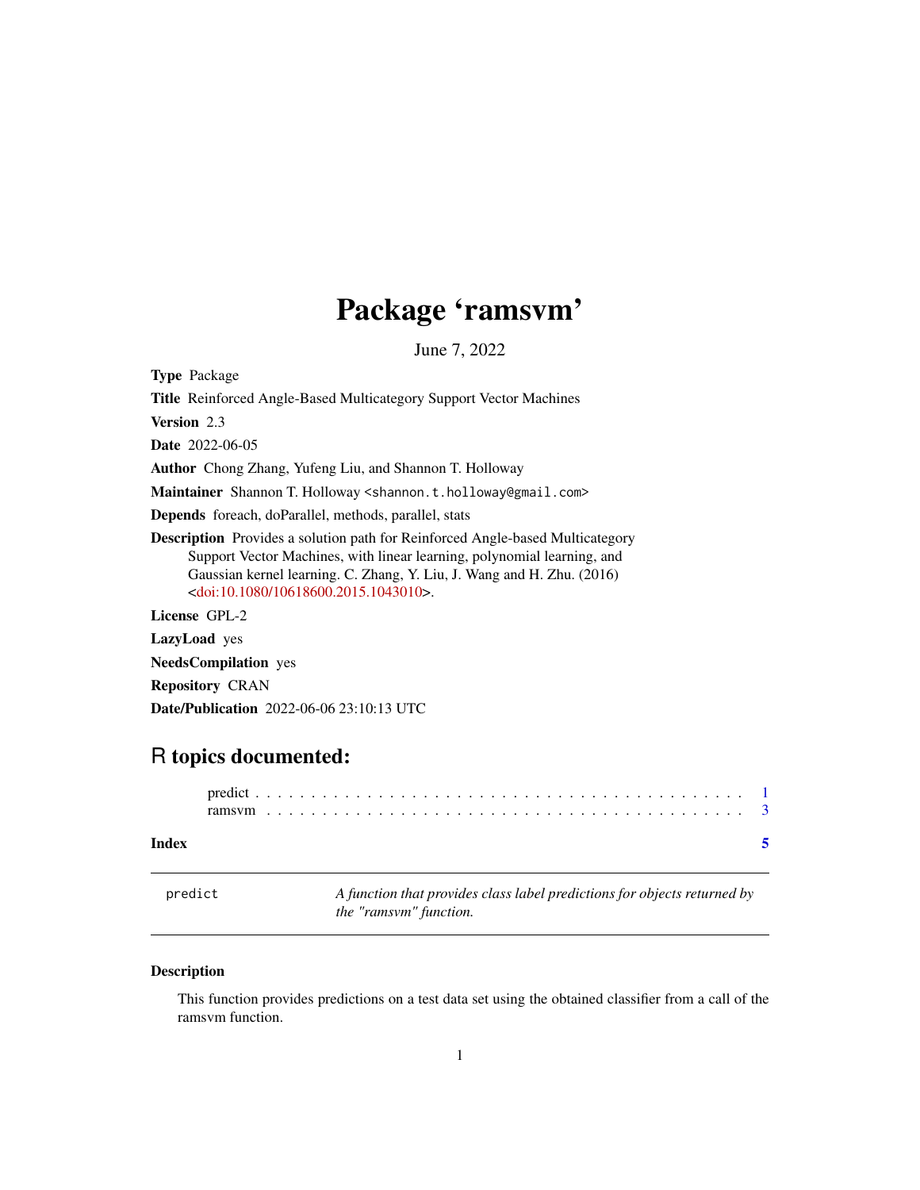# Package 'ramsvm'

June 7, 2022

**Type** Package

**Title** Reinforced Angle-Based Multicategory Support Vector Machines

**Version** 2.3

**Date** 2022-06-05

**Author** Chong Zhang, Yufeng Liu, and Shannon T. Holloway

**Maintainer** Shannon T. Holloway <shannon.t.holloway@gmail.com>

**Depends** foreach, doParallel, methods, parallel, stats

**Description** Provides a solution path for Reinforced Angle-based Multicategory Support Vector Machines, with linear learning, polynomial learning, and Gaussian kernel learning. C. Zhang, Y. Liu, J. Wang and H. Zhu. (2016) <doi:10.1080/10618600.2015.1043010>.

**License** GPL-2

**LazyLoad** yes

**NeedsCompilation** yes

**Repository** CRAN

**Date/Publication** 2022-06-06 23:10:13 UTC

## R topics documented:

predict . . . . . . . . . . . . . . . . . . . . . . . . . . . . . . . . . . . . . . . . . . 1
ramsvm . . . . . . . . . . . . . . . . . . . . . . . . . . . . . . . . . . . . . . . . . . 3

**Index** 5

---

`predict` *A function that provides class label predictions for objects returned by the "ramsvm" function.*

---

### Description

This function provides predictions on a test data set using the obtained classifier from a call of the ramsvm function.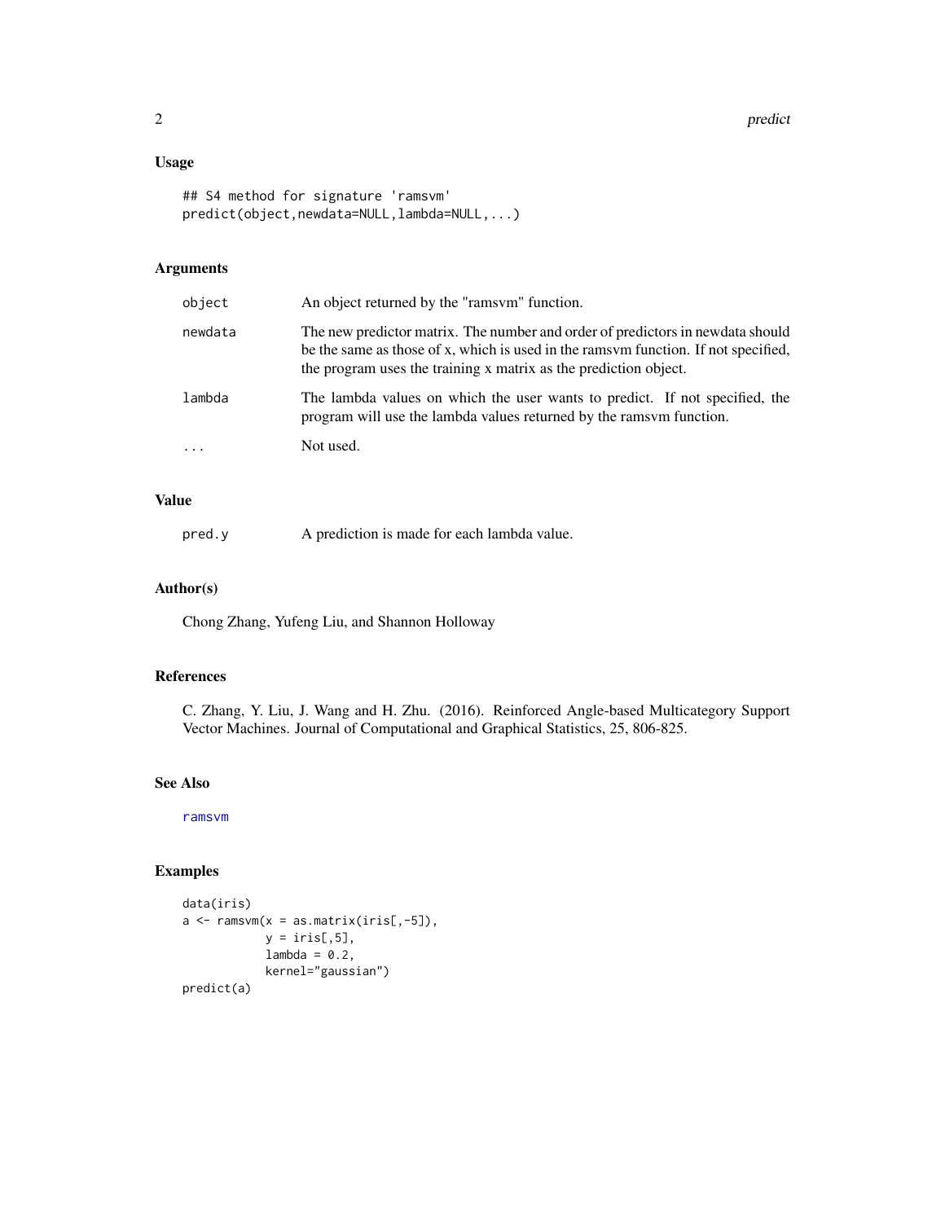### Usage

```
## S4 method for signature 'ramsvm'
predict(object,newdata=NULL,lambda=NULL,...)
```

### Arguments

| | |
|---|---|
| `object` | An object returned by the "ramsvm" function. |
| `newdata` | The new predictor matrix. The number and order of predictors in newdata should be the same as those of x, which is used in the ramsvm function. If not specified, the program uses the training x matrix as the prediction object. |
| `lambda` | The lambda values on which the user wants to predict. If not specified, the program will use the lambda values returned by the ramsvm function. |
| `...` | Not used. |

### Value

| | |
|---|---|
| `pred.y` | A prediction is made for each lambda value. |

### Author(s)

Chong Zhang, Yufeng Liu, and Shannon Holloway

### References

C. Zhang, Y. Liu, J. Wang and H. Zhu. (2016). Reinforced Angle-based Multicategory Support Vector Machines. Journal of Computational and Graphical Statistics, 25, 806-825.

### See Also

ramsvm

### Examples

```
data(iris)
a <- ramsvm(x = as.matrix(iris[,-5]),
            y = iris[,5],
            lambda = 0.2,
            kernel="gaussian")
predict(a)
```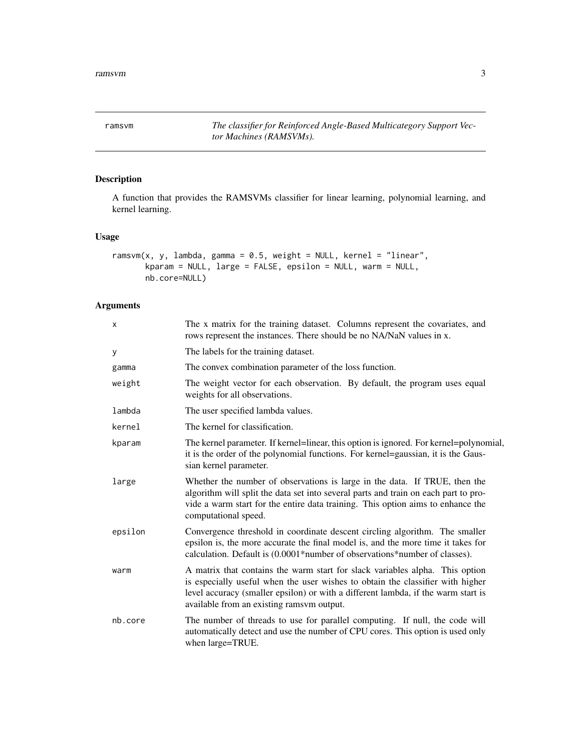ramsvm — *The classifier for Reinforced Angle-Based Multicategory Support Vector Machines (RAMSVMs).*

## Description

A function that provides the RAMSVMs classifier for linear learning, polynomial learning, and kernel learning.

## Usage

```
ramsvm(x, y, lambda, gamma = 0.5, weight = NULL, kernel = "linear",
       kparam = NULL, large = FALSE, epsilon = NULL, warm = NULL,
       nb.core=NULL)
```

## Arguments

| | |
|---|---|
| x | The x matrix for the training dataset. Columns represent the covariates, and rows represent the instances. There should be no NA/NaN values in x. |
| y | The labels for the training dataset. |
| gamma | The convex combination parameter of the loss function. |
| weight | The weight vector for each observation. By default, the program uses equal weights for all observations. |
| lambda | The user specified lambda values. |
| kernel | The kernel for classification. |
| kparam | The kernel parameter. If kernel=linear, this option is ignored. For kernel=polynomial, it is the order of the polynomial functions. For kernel=gaussian, it is the Gaussian kernel parameter. |
| large | Whether the number of observations is large in the data. If TRUE, then the algorithm will split the data set into several parts and train on each part to provide a warm start for the entire data training. This option aims to enhance the computational speed. |
| epsilon | Convergence threshold in coordinate descent circling algorithm. The smaller epsilon is, the more accurate the final model is, and the more time it takes for calculation. Default is (0.0001*number of observations*number of classes). |
| warm | A matrix that contains the warm start for slack variables alpha. This option is especially useful when the user wishes to obtain the classifier with higher level accuracy (smaller epsilon) or with a different lambda, if the warm start is available from an existing ramsvm output. |
| nb.core | The number of threads to use for parallel computing. If null, the code will automatically detect and use the number of CPU cores. This option is used only when large=TRUE. |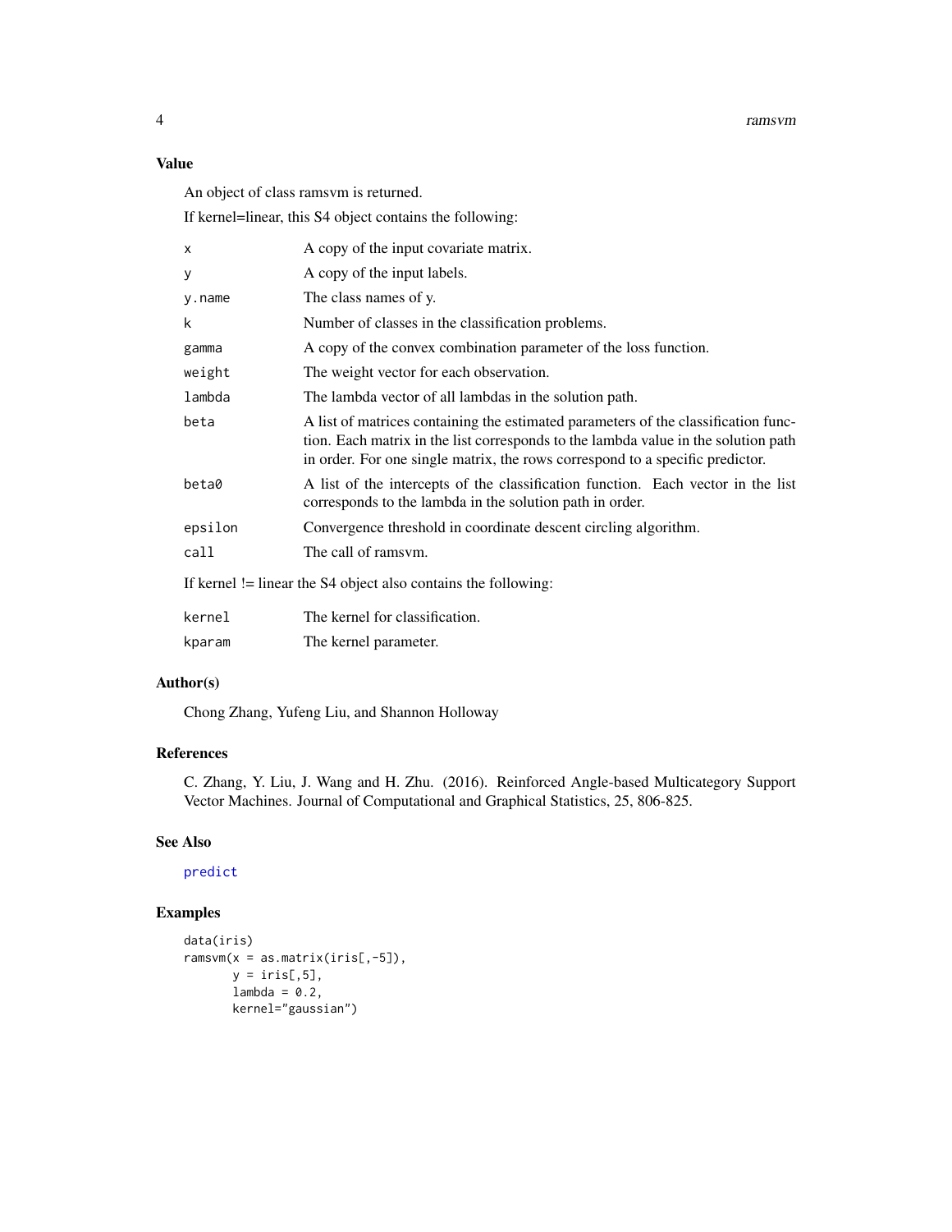## Value

An object of class ramsvm is returned.

If kernel=linear, this S4 object contains the following:

| | |
|---|---|
| `x` | A copy of the input covariate matrix. |
| `y` | A copy of the input labels. |
| `y.name` | The class names of y. |
| `k` | Number of classes in the classification problems. |
| `gamma` | A copy of the convex combination parameter of the loss function. |
| `weight` | The weight vector for each observation. |
| `lambda` | The lambda vector of all lambdas in the solution path. |
| `beta` | A list of matrices containing the estimated parameters of the classification function. Each matrix in the list corresponds to the lambda value in the solution path in order. For one single matrix, the rows correspond to a specific predictor. |
| `beta0` | A list of the intercepts of the classification function. Each vector in the list corresponds to the lambda in the solution path in order. |
| `epsilon` | Convergence threshold in coordinate descent circling algorithm. |
| `call` | The call of ramsvm. |

If kernel != linear the S4 object also contains the following:

| | |
|---|---|
| `kernel` | The kernel for classification. |
| `kparam` | The kernel parameter. |

## Author(s)

Chong Zhang, Yufeng Liu, and Shannon Holloway

## References

C. Zhang, Y. Liu, J. Wang and H. Zhu. (2016). Reinforced Angle-based Multicategory Support Vector Machines. Journal of Computational and Graphical Statistics, 25, 806-825.

## See Also

predict

## Examples

```
data(iris)
ramsvm(x = as.matrix(iris[,-5]),
       y = iris[,5],
       lambda = 0.2,
       kernel="gaussian")
```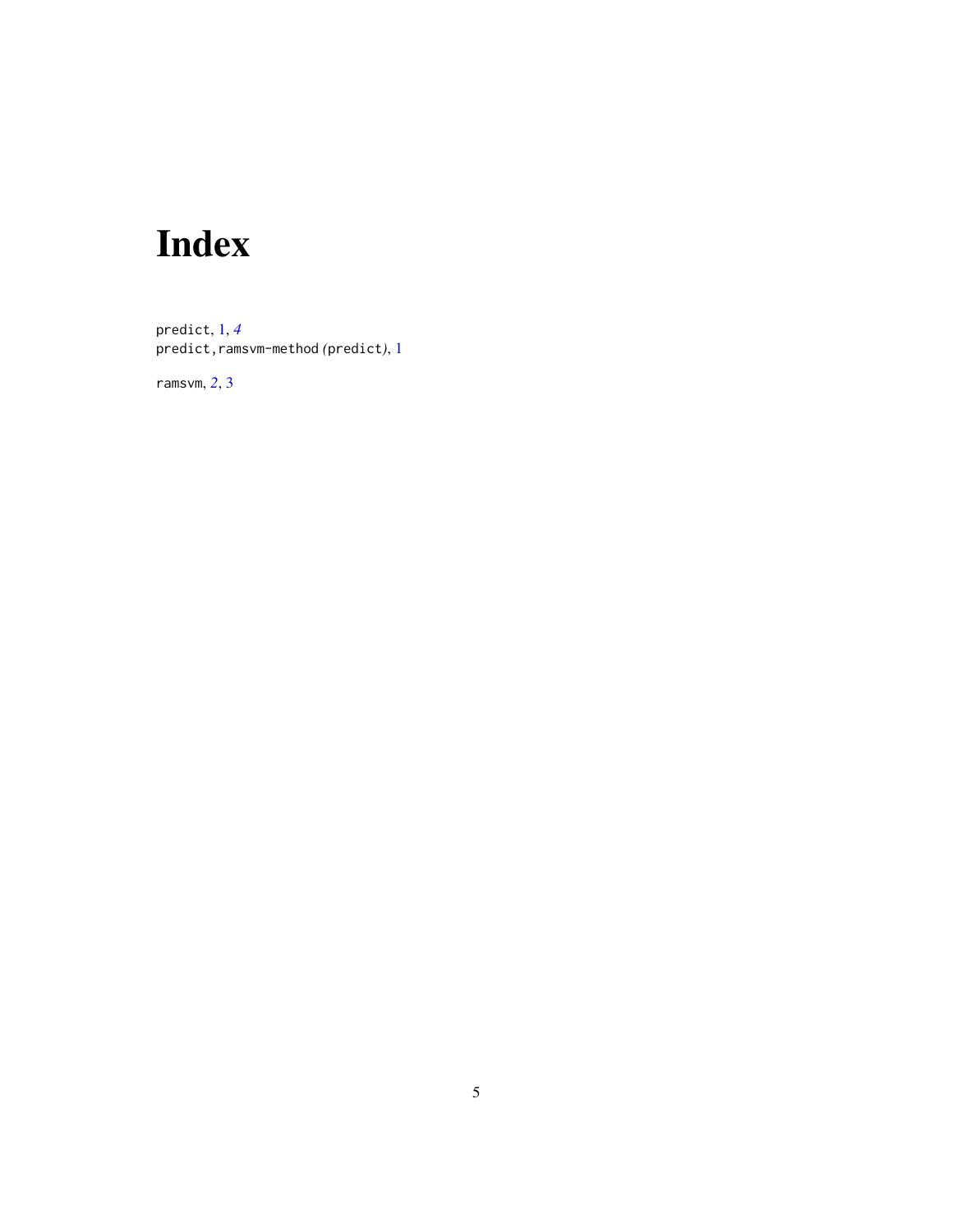# Index

predict, 1, *4*
predict,ramsvm-method *(*predict*)*, 1

ramsvm, *2*, 3